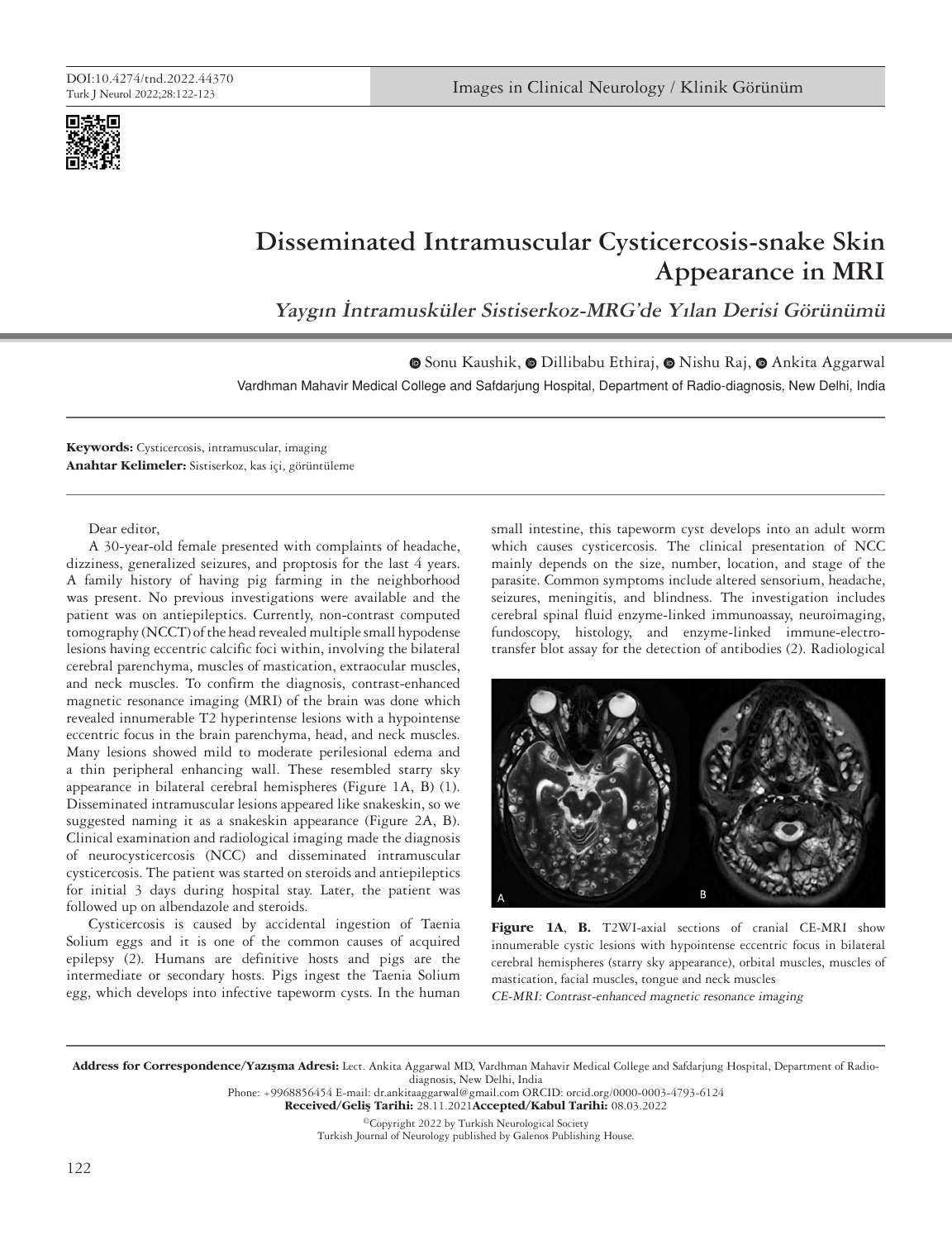DOI:10.4274/tnd.2022.44370

Images in Clinical Neurology / Klinik Görünüm

# Disseminated Intramuscular Cysticercosis-snake Skin Appearance in MRI

## *Yaygın İntramusküler Sistiserkoz-MRG'de Yılan Derisi Görünümü*

Sonu Kaushik, Dillibabu Ethiraj, Nishu Raj, Ankita Aggarwal

Vardhman Mahavir Medical College and Safdarjung Hospital, Department of Radio-diagnosis, New Delhi, India

**Keywords:** Cysticercosis, intramuscular, imaging
**Anahtar Kelimeler:** Sistiserkoz, kas içi, görüntüleme

Dear editor,

A 30-year-old female presented with complaints of headache, dizziness, generalized seizures, and proptosis for the last 4 years. A family history of having pig farming in the neighborhood was present. No previous investigations were available and the patient was on antiepileptics. Currently, non-contrast computed tomography (NCCT) of the head revealed multiple small hypodense lesions having eccentric calcific foci within, involving the bilateral cerebral parenchyma, muscles of mastication, extraocular muscles, and neck muscles. To confirm the diagnosis, contrast-enhanced magnetic resonance imaging (MRI) of the brain was done which revealed innumerable T2 hyperintense lesions with a hypointense eccentric focus in the brain parenchyma, head, and neck muscles. Many lesions showed mild to moderate perilesional edema and a thin peripheral enhancing wall. These resembled starry sky appearance in bilateral cerebral hemispheres (Figure 1A, B) (1). Disseminated intramuscular lesions appeared like snakeskin, so we suggested naming it as a snakeskin appearance (Figure 2A, B). Clinical examination and radiological imaging made the diagnosis of neurocysticercosis (NCC) and disseminated intramuscular cysticercosis. The patient was started on steroids and antiepileptics for initial 3 days during hospital stay. Later, the patient was followed up on albendazole and steroids.

Cysticercosis is caused by accidental ingestion of Taenia Solium eggs and it is one of the common causes of acquired epilepsy (2). Humans are definitive hosts and pigs are the intermediate or secondary hosts. Pigs ingest the Taenia Solium egg, which develops into infective tapeworm cysts. In the human small intestine, this tapeworm cyst develops into an adult worm which causes cysticercosis. The clinical presentation of NCC mainly depends on the size, number, location, and stage of the parasite. Common symptoms include altered sensorium, headache, seizures, meningitis, and blindness. The investigation includes cerebral spinal fluid enzyme-linked immunoassay, neuroimaging, fundoscopy, histology, and enzyme-linked immune-electro-transfer blot assay for the detection of antibodies (2). Radiological

**Figure 1A, B.** T2WI-axial sections of cranial CE-MRI show innumerable cystic lesions with hypointense eccentric focus in bilateral cerebral hemispheres (starry sky appearance), orbital muscles, muscles of mastication, facial muscles, tongue and neck muscles
*CE-MRI: Contrast-enhanced magnetic resonance imaging*

**Address for Correspondence/Yazışma Adresi:** Lect. Ankita Aggarwal MD, Vardhman Mahavir Medical College and Safdarjung Hospital, Department of Radio-diagnosis, New Delhi, India
Phone: +9968856454 E-mail: dr.ankitaaggarwal@gmail.com ORCID: orcid.org/0000-0003-4793-6124
**Received/Geliş Tarihi:** 28.11.2021 **Accepted/Kabul Tarihi:** 08.03.2022

©Copyright 2022 by Turkish Neurological Society
Turkish Journal of Neurology published by Galenos Publishing House.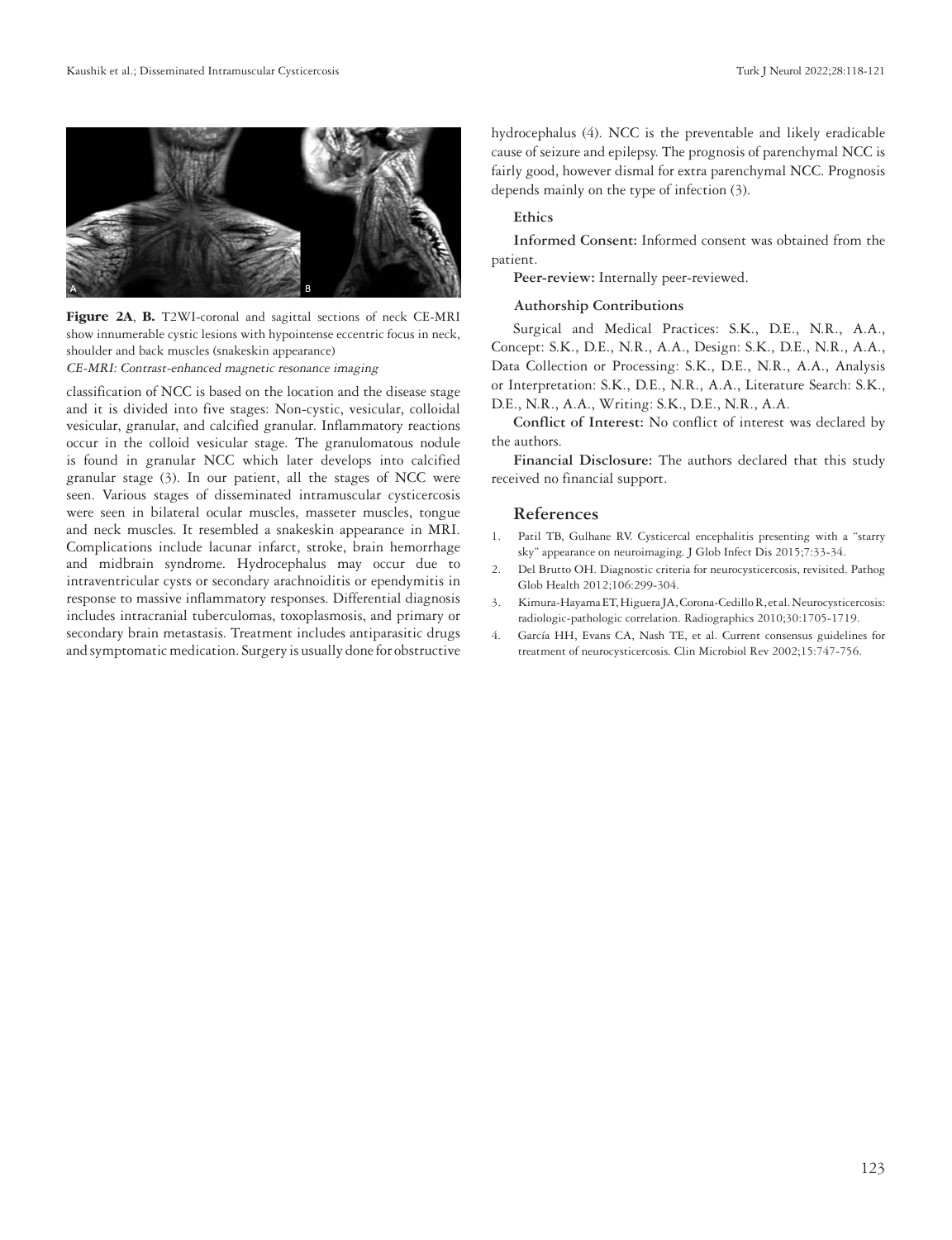**Figure 2A, B.** T2WI-coronal and sagittal sections of neck CE-MRI show innumerable cystic lesions with hypointense eccentric focus in neck, shoulder and back muscles (snakeskin appearance)

*CE-MRI: Contrast-enhanced magnetic resonance imaging*

classification of NCC is based on the location and the disease stage and it is divided into five stages: Non-cystic, vesicular, colloidal vesicular, granular, and calcified granular. Inflammatory reactions occur in the colloid vesicular stage. The granulomatous nodule is found in granular NCC which later develops into calcified granular stage (3). In our patient, all the stages of NCC were seen. Various stages of disseminated intramuscular cysticercosis were seen in bilateral ocular muscles, masseter muscles, tongue and neck muscles. It resembled a snakeskin appearance in MRI. Complications include lacunar infarct, stroke, brain hemorrhage and midbrain syndrome. Hydrocephalus may occur due to intraventricular cysts or secondary arachnoiditis or ependymitis in response to massive inflammatory responses. Differential diagnosis includes intracranial tuberculomas, toxoplasmosis, and primary or secondary brain metastasis. Treatment includes antiparasitic drugs and symptomatic medication. Surgery is usually done for obstructive hydrocephalus (4). NCC is the preventable and likely eradicable cause of seizure and epilepsy. The prognosis of parenchymal NCC is fairly good, however dismal for extra parenchymal NCC. Prognosis depends mainly on the type of infection (3).

### Ethics

**Informed Consent:** Informed consent was obtained from the patient.

**Peer-review:** Internally peer-reviewed.

### Authorship Contributions

Surgical and Medical Practices: S.K., D.E., N.R., A.A., Concept: S.K., D.E., N.R., A.A., Design: S.K., D.E., N.R., A.A., Data Collection or Processing: S.K., D.E., N.R., A.A., Analysis or Interpretation: S.K., D.E., N.R., A.A., Literature Search: S.K., D.E., N.R., A.A., Writing: S.K., D.E., N.R., A.A.

**Conflict of Interest:** No conflict of interest was declared by the authors.

**Financial Disclosure:** The authors declared that this study received no financial support.

## References

1. Patil TB, Gulhane RV. Cysticercal encephalitis presenting with a "starry sky" appearance on neuroimaging. J Glob Infect Dis 2015;7:33-34.
2. Del Brutto OH. Diagnostic criteria for neurocysticercosis, revisited. Pathog Glob Health 2012;106:299-304.
3. Kimura-Hayama ET, Higuera JA, Corona-Cedillo R, et al. Neurocysticercosis: radiologic-pathologic correlation. Radiographics 2010;30:1705-1719.
4. García HH, Evans CA, Nash TE, et al. Current consensus guidelines for treatment of neurocysticercosis. Clin Microbiol Rev 2002;15:747-756.